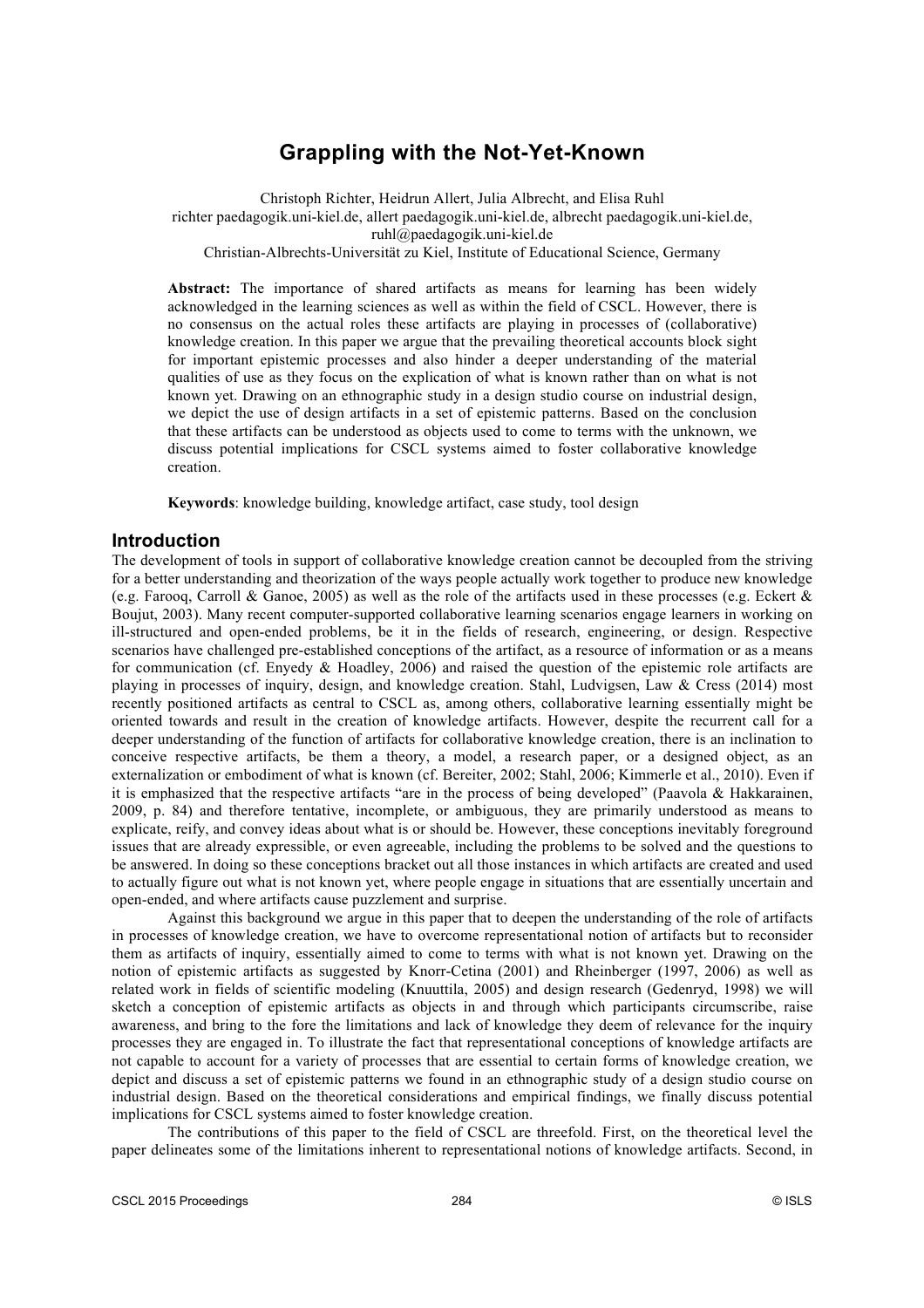# Grappling with the Not-Yet-Known

Christoph Richter, Heidrun Allert, Julia Albrecht, and Elisa Ruhl
richter paedagogik.uni-kiel.de, allert paedagogik.uni-kiel.de, albrecht paedagogik.uni-kiel.de, ruhl@paedagogik.uni-kiel.de
Christian-Albrechts-Universität zu Kiel, Institute of Educational Science, Germany

**Abstract:** The importance of shared artifacts as means for learning has been widely acknowledged in the learning sciences as well as within the field of CSCL. However, there is no consensus on the actual roles these artifacts are playing in processes of (collaborative) knowledge creation. In this paper we argue that the prevailing theoretical accounts block sight for important epistemic processes and also hinder a deeper understanding of the material qualities of use as they focus on the explication of what is known rather than on what is not known yet. Drawing on an ethnographic study in a design studio course on industrial design, we depict the use of design artifacts in a set of epistemic patterns. Based on the conclusion that these artifacts can be understood as objects used to come to terms with the unknown, we discuss potential implications for CSCL systems aimed to foster collaborative knowledge creation.

**Keywords**: knowledge building, knowledge artifact, case study, tool design

## Introduction

The development of tools in support of collaborative knowledge creation cannot be decoupled from the striving for a better understanding and theorization of the ways people actually work together to produce new knowledge (e.g. Farooq, Carroll & Ganoe, 2005) as well as the role of the artifacts used in these processes (e.g. Eckert & Boujut, 2003). Many recent computer-supported collaborative learning scenarios engage learners in working on ill-structured and open-ended problems, be it in the fields of research, engineering, or design. Respective scenarios have challenged pre-established conceptions of the artifact, as a resource of information or as a means for communication (cf. Enyedy & Hoadley, 2006) and raised the question of the epistemic role artifacts are playing in processes of inquiry, design, and knowledge creation. Stahl, Ludvigsen, Law & Cress (2014) most recently positioned artifacts as central to CSCL as, among others, collaborative learning essentially might be oriented towards and result in the creation of knowledge artifacts. However, despite the recurrent call for a deeper understanding of the function of artifacts for collaborative knowledge creation, there is an inclination to conceive respective artifacts, be them a theory, a model, a research paper, or a designed object, as an externalization or embodiment of what is known (cf. Bereiter, 2002; Stahl, 2006; Kimmerle et al., 2010). Even if it is emphasized that the respective artifacts "are in the process of being developed" (Paavola & Hakkarainen, 2009, p. 84) and therefore tentative, incomplete, or ambiguous, they are primarily understood as means to explicate, reify, and convey ideas about what is or should be. However, these conceptions inevitably foreground issues that are already expressible, or even agreeable, including the problems to be solved and the questions to be answered. In doing so these conceptions bracket out all those instances in which artifacts are created and used to actually figure out what is not known yet, where people engage in situations that are essentially uncertain and open-ended, and where artifacts cause puzzlement and surprise.

Against this background we argue in this paper that to deepen the understanding of the role of artifacts in processes of knowledge creation, we have to overcome representational notion of artifacts but to reconsider them as artifacts of inquiry, essentially aimed to come to terms with what is not known yet. Drawing on the notion of epistemic artifacts as suggested by Knorr-Cetina (2001) and Rheinberger (1997, 2006) as well as related work in fields of scientific modeling (Knuuttila, 2005) and design research (Gedenryd, 1998) we will sketch a conception of epistemic artifacts as objects in and through which participants circumscribe, raise awareness, and bring to the fore the limitations and lack of knowledge they deem of relevance for the inquiry processes they are engaged in. To illustrate the fact that representational conceptions of knowledge artifacts are not capable to account for a variety of processes that are essential to certain forms of knowledge creation, we depict and discuss a set of epistemic patterns we found in an ethnographic study of a design studio course on industrial design. Based on the theoretical considerations and empirical findings, we finally discuss potential implications for CSCL systems aimed to foster knowledge creation.

The contributions of this paper to the field of CSCL are threefold. First, on the theoretical level the paper delineates some of the limitations inherent to representational notions of knowledge artifacts. Second, in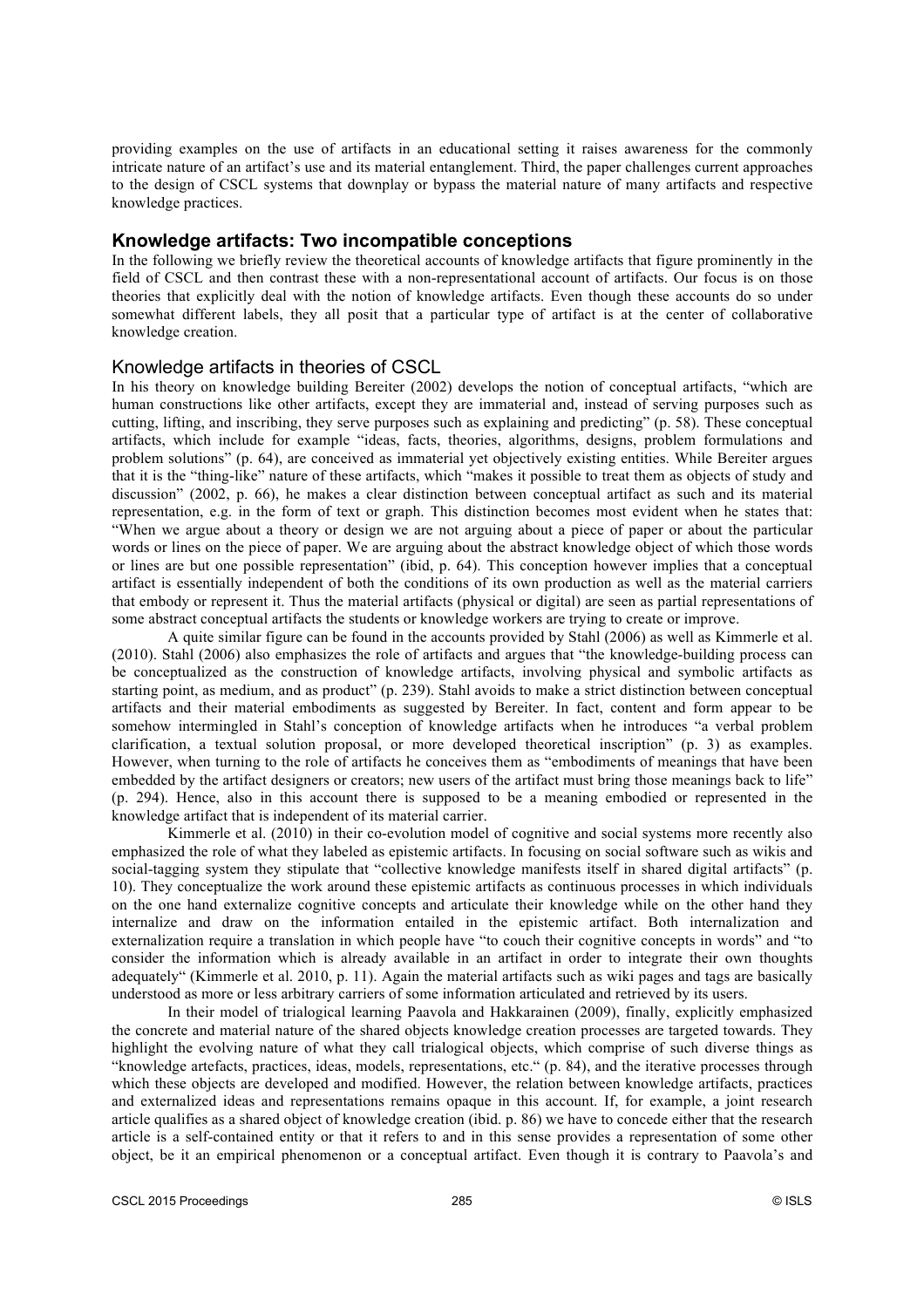providing examples on the use of artifacts in an educational setting it raises awareness for the commonly intricate nature of an artifact's use and its material entanglement. Third, the paper challenges current approaches to the design of CSCL systems that downplay or bypass the material nature of many artifacts and respective knowledge practices.

## Knowledge artifacts: Two incompatible conceptions

In the following we briefly review the theoretical accounts of knowledge artifacts that figure prominently in the field of CSCL and then contrast these with a non-representational account of artifacts. Our focus is on those theories that explicitly deal with the notion of knowledge artifacts. Even though these accounts do so under somewhat different labels, they all posit that a particular type of artifact is at the center of collaborative knowledge creation.

### Knowledge artifacts in theories of CSCL

In his theory on knowledge building Bereiter (2002) develops the notion of conceptual artifacts, "which are human constructions like other artifacts, except they are immaterial and, instead of serving purposes such as cutting, lifting, and inscribing, they serve purposes such as explaining and predicting" (p. 58). These conceptual artifacts, which include for example "ideas, facts, theories, algorithms, designs, problem formulations and problem solutions" (p. 64), are conceived as immaterial yet objectively existing entities. While Bereiter argues that it is the "thing-like" nature of these artifacts, which "makes it possible to treat them as objects of study and discussion" (2002, p. 66), he makes a clear distinction between conceptual artifact as such and its material representation, e.g. in the form of text or graph. This distinction becomes most evident when he states that: "When we argue about a theory or design we are not arguing about a piece of paper or about the particular words or lines on the piece of paper. We are arguing about the abstract knowledge object of which those words or lines are but one possible representation" (ibid, p. 64). This conception however implies that a conceptual artifact is essentially independent of both the conditions of its own production as well as the material carriers that embody or represent it. Thus the material artifacts (physical or digital) are seen as partial representations of some abstract conceptual artifacts the students or knowledge workers are trying to create or improve.

A quite similar figure can be found in the accounts provided by Stahl (2006) as well as Kimmerle et al. (2010). Stahl (2006) also emphasizes the role of artifacts and argues that "the knowledge-building process can be conceptualized as the construction of knowledge artifacts, involving physical and symbolic artifacts as starting point, as medium, and as product" (p. 239). Stahl avoids to make a strict distinction between conceptual artifacts and their material embodiments as suggested by Bereiter. In fact, content and form appear to be somehow intermingled in Stahl's conception of knowledge artifacts when he introduces "a verbal problem clarification, a textual solution proposal, or more developed theoretical inscription" (p. 3) as examples. However, when turning to the role of artifacts he conceives them as "embodiments of meanings that have been embedded by the artifact designers or creators; new users of the artifact must bring those meanings back to life" (p. 294). Hence, also in this account there is supposed to be a meaning embodied or represented in the knowledge artifact that is independent of its material carrier.

Kimmerle et al. (2010) in their co-evolution model of cognitive and social systems more recently also emphasized the role of what they labeled as epistemic artifacts. In focusing on social software such as wikis and social-tagging system they stipulate that "collective knowledge manifests itself in shared digital artifacts" (p. 10). They conceptualize the work around these epistemic artifacts as continuous processes in which individuals on the one hand externalize cognitive concepts and articulate their knowledge while on the other hand they internalize and draw on the information entailed in the epistemic artifact. Both internalization and externalization require a translation in which people have "to couch their cognitive concepts in words" and "to consider the information which is already available in an artifact in order to integrate their own thoughts adequately" (Kimmerle et al. 2010, p. 11). Again the material artifacts such as wiki pages and tags are basically understood as more or less arbitrary carriers of some information articulated and retrieved by its users.

In their model of trialogical learning Paavola and Hakkarainen (2009), finally, explicitly emphasized the concrete and material nature of the shared objects knowledge creation processes are targeted towards. They highlight the evolving nature of what they call trialogical objects, which comprise of such diverse things as "knowledge artefacts, practices, ideas, models, representations, etc." (p. 84), and the iterative processes through which these objects are developed and modified. However, the relation between knowledge artifacts, practices and externalized ideas and representations remains opaque in this account. If, for example, a joint research article qualifies as a shared object of knowledge creation (ibid. p. 86) we have to concede either that the research article is a self-contained entity or that it refers to and in this sense provides a representation of some other object, be it an empirical phenomenon or a conceptual artifact. Even though it is contrary to Paavola's and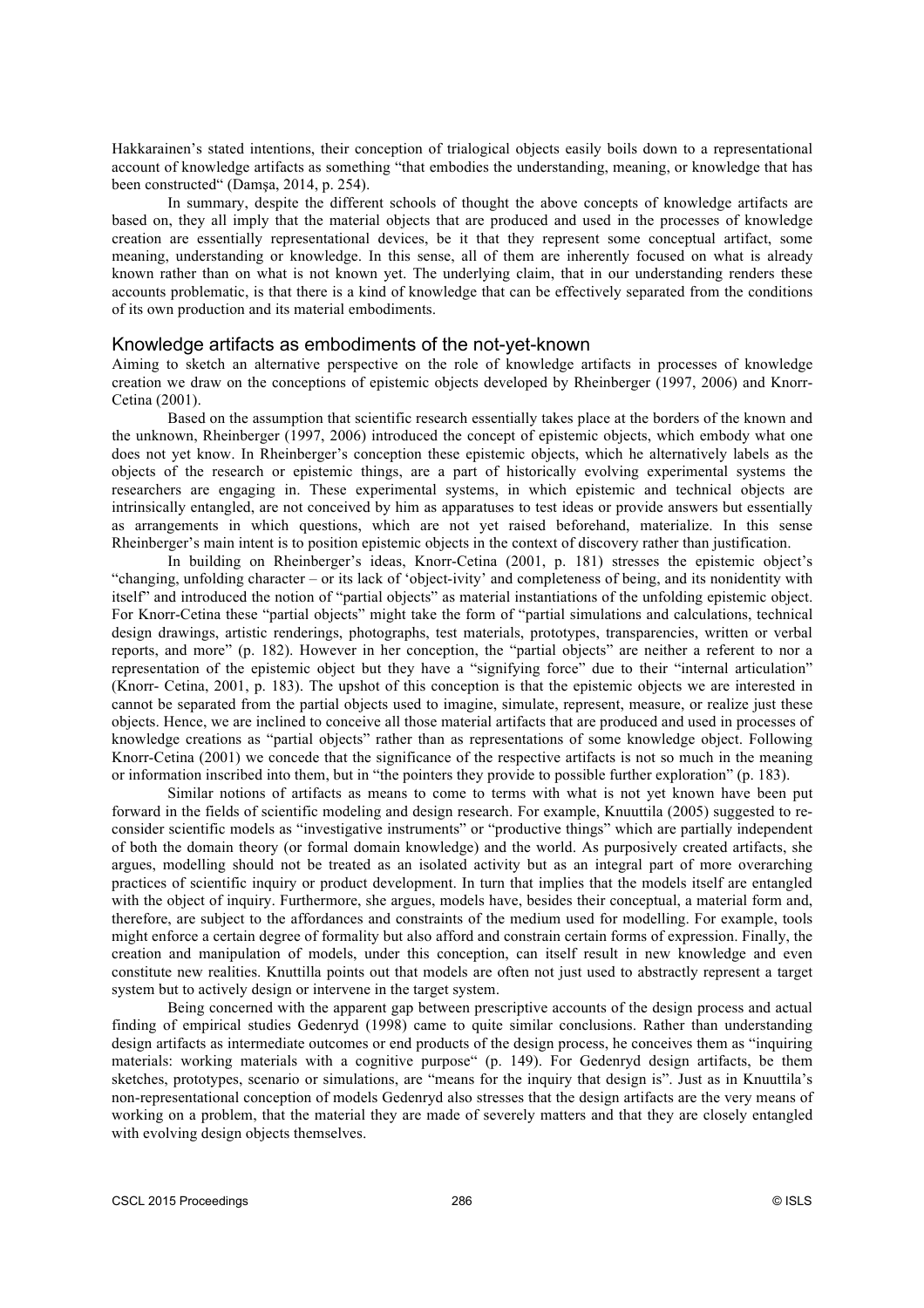Hakkarainen's stated intentions, their conception of trialogical objects easily boils down to a representational account of knowledge artifacts as something "that embodies the understanding, meaning, or knowledge that has been constructed" (Damşa, 2014, p. 254).

In summary, despite the different schools of thought the above concepts of knowledge artifacts are based on, they all imply that the material objects that are produced and used in the processes of knowledge creation are essentially representational devices, be it that they represent some conceptual artifact, some meaning, understanding or knowledge. In this sense, all of them are inherently focused on what is already known rather than on what is not known yet. The underlying claim, that in our understanding renders these accounts problematic, is that there is a kind of knowledge that can be effectively separated from the conditions of its own production and its material embodiments.

## Knowledge artifacts as embodiments of the not-yet-known

Aiming to sketch an alternative perspective on the role of knowledge artifacts in processes of knowledge creation we draw on the conceptions of epistemic objects developed by Rheinberger (1997, 2006) and Knorr-Cetina (2001).

Based on the assumption that scientific research essentially takes place at the borders of the known and the unknown, Rheinberger (1997, 2006) introduced the concept of epistemic objects, which embody what one does not yet know. In Rheinberger's conception these epistemic objects, which he alternatively labels as the objects of the research or epistemic things, are a part of historically evolving experimental systems the researchers are engaging in. These experimental systems, in which epistemic and technical objects are intrinsically entangled, are not conceived by him as apparatuses to test ideas or provide answers but essentially as arrangements in which questions, which are not yet raised beforehand, materialize. In this sense Rheinberger's main intent is to position epistemic objects in the context of discovery rather than justification.

In building on Rheinberger's ideas, Knorr-Cetina (2001, p. 181) stresses the epistemic object's "changing, unfolding character – or its lack of 'object-ivity' and completeness of being, and its nonidentity with itself" and introduced the notion of "partial objects" as material instantiations of the unfolding epistemic object. For Knorr-Cetina these "partial objects" might take the form of "partial simulations and calculations, technical design drawings, artistic renderings, photographs, test materials, prototypes, transparencies, written or verbal reports, and more" (p. 182). However in her conception, the "partial objects" are neither a referent to nor a representation of the epistemic object but they have a "signifying force" due to their "internal articulation" (Knorr- Cetina, 2001, p. 183). The upshot of this conception is that the epistemic objects we are interested in cannot be separated from the partial objects used to imagine, simulate, represent, measure, or realize just these objects. Hence, we are inclined to conceive all those material artifacts that are produced and used in processes of knowledge creations as "partial objects" rather than as representations of some knowledge object. Following Knorr-Cetina (2001) we concede that the significance of the respective artifacts is not so much in the meaning or information inscribed into them, but in "the pointers they provide to possible further exploration" (p. 183).

Similar notions of artifacts as means to come to terms with what is not yet known have been put forward in the fields of scientific modeling and design research. For example, Knuuttila (2005) suggested to re-consider scientific models as "investigative instruments" or "productive things" which are partially independent of both the domain theory (or formal domain knowledge) and the world. As purposively created artifacts, she argues, modelling should not be treated as an isolated activity but as an integral part of more overarching practices of scientific inquiry or product development. In turn that implies that the models itself are entangled with the object of inquiry. Furthermore, she argues, models have, besides their conceptual, a material form and, therefore, are subject to the affordances and constraints of the medium used for modelling. For example, tools might enforce a certain degree of formality but also afford and constrain certain forms of expression. Finally, the creation and manipulation of models, under this conception, can itself result in new knowledge and even constitute new realities. Knuttilla points out that models are often not just used to abstractly represent a target system but to actively design or intervene in the target system.

Being concerned with the apparent gap between prescriptive accounts of the design process and actual finding of empirical studies Gedenryd (1998) came to quite similar conclusions. Rather than understanding design artifacts as intermediate outcomes or end products of the design process, he conceives them as "inquiring materials: working materials with a cognitive purpose" (p. 149). For Gedenryd design artifacts, be them sketches, prototypes, scenario or simulations, are "means for the inquiry that design is". Just as in Knuuttila's non-representational conception of models Gedenryd also stresses that the design artifacts are the very means of working on a problem, that the material they are made of severely matters and that they are closely entangled with evolving design objects themselves.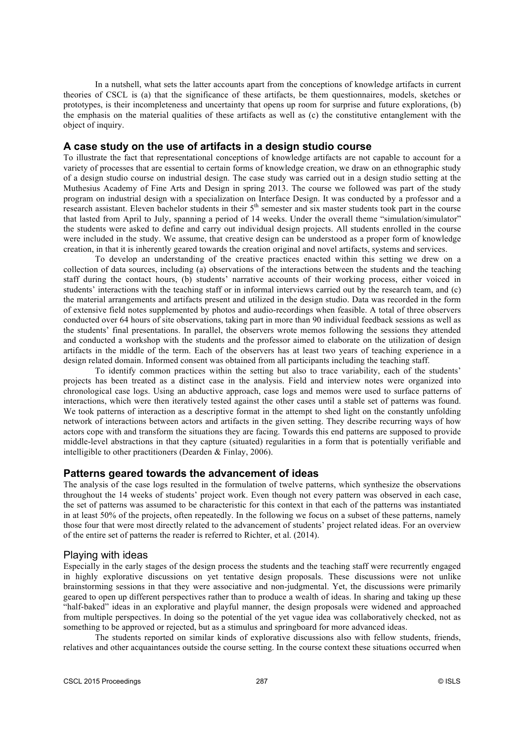In a nutshell, what sets the latter accounts apart from the conceptions of knowledge artifacts in current theories of CSCL is (a) that the significance of these artifacts, be them questionnaires, models, sketches or prototypes, is their incompleteness and uncertainty that opens up room for surprise and future explorations, (b) the emphasis on the material qualities of these artifacts as well as (c) the constitutive entanglement with the object of inquiry.

## A case study on the use of artifacts in a design studio course

To illustrate the fact that representational conceptions of knowledge artifacts are not capable to account for a variety of processes that are essential to certain forms of knowledge creation, we draw on an ethnographic study of a design studio course on industrial design. The case study was carried out in a design studio setting at the Muthesius Academy of Fine Arts and Design in spring 2013. The course we followed was part of the study program on industrial design with a specialization on Interface Design. It was conducted by a professor and a research assistant. Eleven bachelor students in their 5th semester and six master students took part in the course that lasted from April to July, spanning a period of 14 weeks. Under the overall theme "simulation/simulator" the students were asked to define and carry out individual design projects. All students enrolled in the course were included in the study. We assume, that creative design can be understood as a proper form of knowledge creation, in that it is inherently geared towards the creation original and novel artifacts, systems and services.

To develop an understanding of the creative practices enacted within this setting we drew on a collection of data sources, including (a) observations of the interactions between the students and the teaching staff during the contact hours, (b) students' narrative accounts of their working process, either voiced in students' interactions with the teaching staff or in informal interviews carried out by the research team, and (c) the material arrangements and artifacts present and utilized in the design studio. Data was recorded in the form of extensive field notes supplemented by photos and audio-recordings when feasible. A total of three observers conducted over 64 hours of site observations, taking part in more than 90 individual feedback sessions as well as the students' final presentations. In parallel, the observers wrote memos following the sessions they attended and conducted a workshop with the students and the professor aimed to elaborate on the utilization of design artifacts in the middle of the term. Each of the observers has at least two years of teaching experience in a design related domain. Informed consent was obtained from all participants including the teaching staff.

To identify common practices within the setting but also to trace variability, each of the students' projects has been treated as a distinct case in the analysis. Field and interview notes were organized into chronological case logs. Using an abductive approach, case logs and memos were used to surface patterns of interactions, which were then iteratively tested against the other cases until a stable set of patterns was found. We took patterns of interaction as a descriptive format in the attempt to shed light on the constantly unfolding network of interactions between actors and artifacts in the given setting. They describe recurring ways of how actors cope with and transform the situations they are facing. Towards this end patterns are supposed to provide middle-level abstractions in that they capture (situated) regularities in a form that is potentially verifiable and intelligible to other practitioners (Dearden & Finlay, 2006).

## Patterns geared towards the advancement of ideas

The analysis of the case logs resulted in the formulation of twelve patterns, which synthesize the observations throughout the 14 weeks of students' project work. Even though not every pattern was observed in each case, the set of patterns was assumed to be characteristic for this context in that each of the patterns was instantiated in at least 50% of the projects, often repeatedly. In the following we focus on a subset of these patterns, namely those four that were most directly related to the advancement of students' project related ideas. For an overview of the entire set of patterns the reader is referred to Richter, et al. (2014).

### Playing with ideas

Especially in the early stages of the design process the students and the teaching staff were recurrently engaged in highly explorative discussions on yet tentative design proposals. These discussions were not unlike brainstorming sessions in that they were associative and non-judgmental. Yet, the discussions were primarily geared to open up different perspectives rather than to produce a wealth of ideas. In sharing and taking up these "half-baked" ideas in an explorative and playful manner, the design proposals were widened and approached from multiple perspectives. In doing so the potential of the yet vague idea was collaboratively checked, not as something to be approved or rejected, but as a stimulus and springboard for more advanced ideas.

The students reported on similar kinds of explorative discussions also with fellow students, friends, relatives and other acquaintances outside the course setting. In the course context these situations occurred when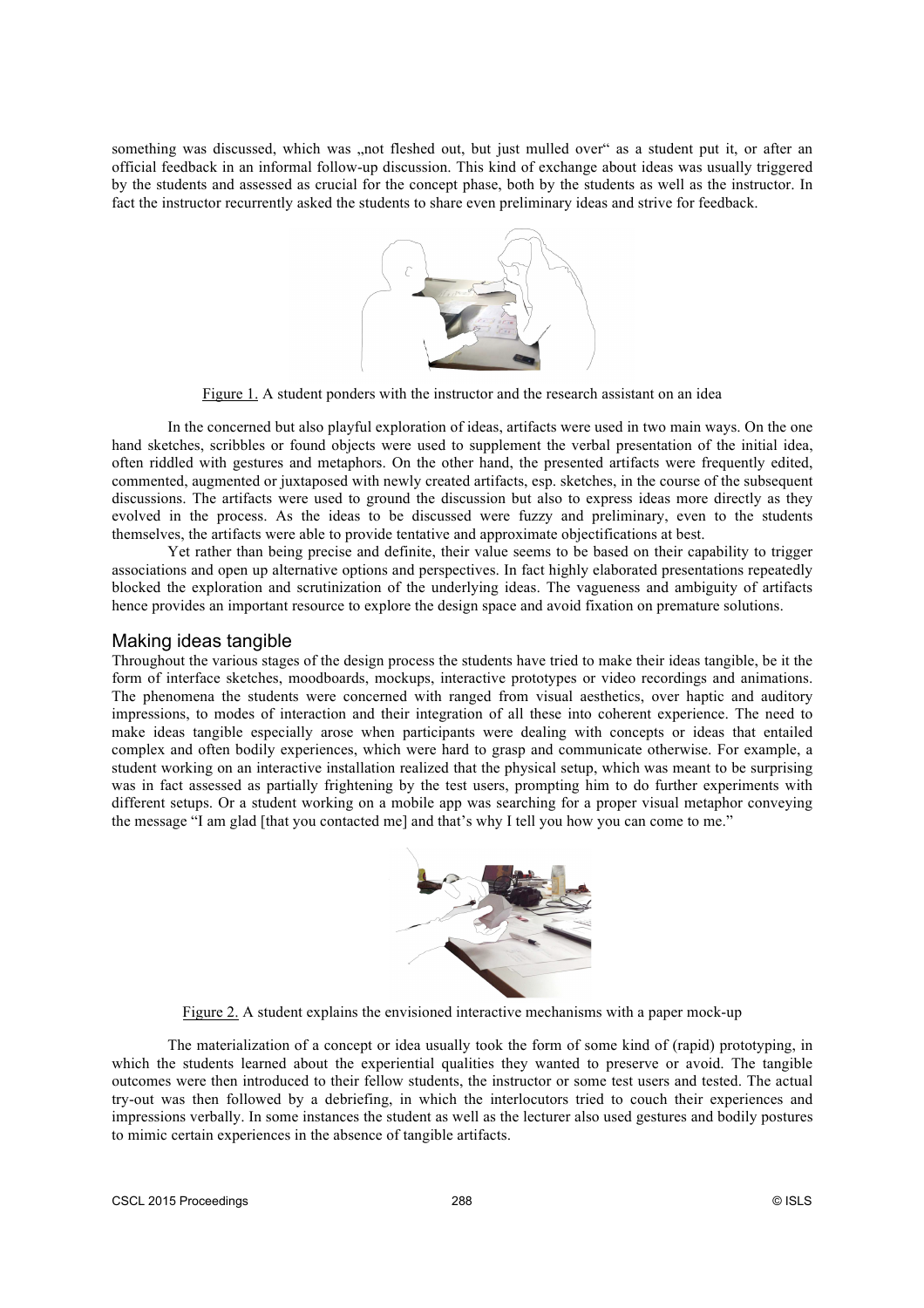something was discussed, which was „not fleshed out, but just mulled over" as a student put it, or after an official feedback in an informal follow-up discussion. This kind of exchange about ideas was usually triggered by the students and assessed as crucial for the concept phase, both by the students as well as the instructor. In fact the instructor recurrently asked the students to share even preliminary ideas and strive for feedback.

Figure 1. A student ponders with the instructor and the research assistant on an idea

In the concerned but also playful exploration of ideas, artifacts were used in two main ways. On the one hand sketches, scribbles or found objects were used to supplement the verbal presentation of the initial idea, often riddled with gestures and metaphors. On the other hand, the presented artifacts were frequently edited, commented, augmented or juxtaposed with newly created artifacts, esp. sketches, in the course of the subsequent discussions. The artifacts were used to ground the discussion but also to express ideas more directly as they evolved in the process. As the ideas to be discussed were fuzzy and preliminary, even to the students themselves, the artifacts were able to provide tentative and approximate objectifications at best.

Yet rather than being precise and definite, their value seems to be based on their capability to trigger associations and open up alternative options and perspectives. In fact highly elaborated presentations repeatedly blocked the exploration and scrutinization of the underlying ideas. The vagueness and ambiguity of artifacts hence provides an important resource to explore the design space and avoid fixation on premature solutions.

## Making ideas tangible

Throughout the various stages of the design process the students have tried to make their ideas tangible, be it the form of interface sketches, moodboards, mockups, interactive prototypes or video recordings and animations. The phenomena the students were concerned with ranged from visual aesthetics, over haptic and auditory impressions, to modes of interaction and their integration of all these into coherent experience. The need to make ideas tangible especially arose when participants were dealing with concepts or ideas that entailed complex and often bodily experiences, which were hard to grasp and communicate otherwise. For example, a student working on an interactive installation realized that the physical setup, which was meant to be surprising was in fact assessed as partially frightening by the test users, prompting him to do further experiments with different setups. Or a student working on a mobile app was searching for a proper visual metaphor conveying the message "I am glad [that you contacted me] and that's why I tell you how you can come to me."

Figure 2. A student explains the envisioned interactive mechanisms with a paper mock-up

The materialization of a concept or idea usually took the form of some kind of (rapid) prototyping, in which the students learned about the experiential qualities they wanted to preserve or avoid. The tangible outcomes were then introduced to their fellow students, the instructor or some test users and tested. The actual try-out was then followed by a debriefing, in which the interlocutors tried to couch their experiences and impressions verbally. In some instances the student as well as the lecturer also used gestures and bodily postures to mimic certain experiences in the absence of tangible artifacts.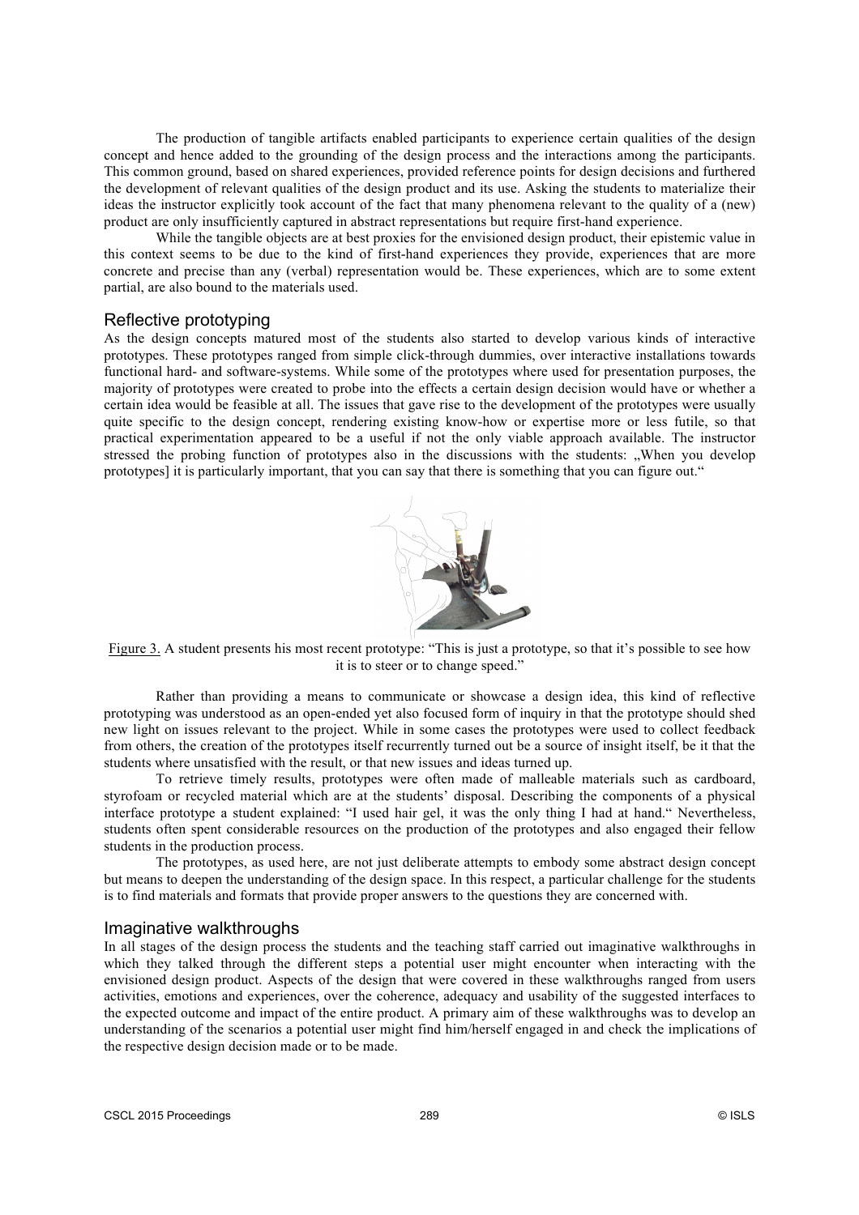The production of tangible artifacts enabled participants to experience certain qualities of the design concept and hence added to the grounding of the design process and the interactions among the participants. This common ground, based on shared experiences, provided reference points for design decisions and furthered the development of relevant qualities of the design product and its use. Asking the students to materialize their ideas the instructor explicitly took account of the fact that many phenomena relevant to the quality of a (new) product are only insufficiently captured in abstract representations but require first-hand experience.

While the tangible objects are at best proxies for the envisioned design product, their epistemic value in this context seems to be due to the kind of first-hand experiences they provide, experiences that are more concrete and precise than any (verbal) representation would be. These experiences, which are to some extent partial, are also bound to the materials used.

## Reflective prototyping

As the design concepts matured most of the students also started to develop various kinds of interactive prototypes. These prototypes ranged from simple click-through dummies, over interactive installations towards functional hard- and software-systems. While some of the prototypes where used for presentation purposes, the majority of prototypes were created to probe into the effects a certain design decision would have or whether a certain idea would be feasible at all. The issues that gave rise to the development of the prototypes were usually quite specific to the design concept, rendering existing know-how or expertise more or less futile, so that practical experimentation appeared to be a useful if not the only viable approach available. The instructor stressed the probing function of prototypes also in the discussions with the students: „When you develop prototypes] it is particularly important, that you can say that there is something that you can figure out."

Figure 3. A student presents his most recent prototype: "This is just a prototype, so that it's possible to see how it is to steer or to change speed."

Rather than providing a means to communicate or showcase a design idea, this kind of reflective prototyping was understood as an open-ended yet also focused form of inquiry in that the prototype should shed new light on issues relevant to the project. While in some cases the prototypes were used to collect feedback from others, the creation of the prototypes itself recurrently turned out be a source of insight itself, be it that the students where unsatisfied with the result, or that new issues and ideas turned up.

To retrieve timely results, prototypes were often made of malleable materials such as cardboard, styrofoam or recycled material which are at the students' disposal. Describing the components of a physical interface prototype a student explained: "I used hair gel, it was the only thing I had at hand." Nevertheless, students often spent considerable resources on the production of the prototypes and also engaged their fellow students in the production process.

The prototypes, as used here, are not just deliberate attempts to embody some abstract design concept but means to deepen the understanding of the design space. In this respect, a particular challenge for the students is to find materials and formats that provide proper answers to the questions they are concerned with.

## Imaginative walkthroughs

In all stages of the design process the students and the teaching staff carried out imaginative walkthroughs in which they talked through the different steps a potential user might encounter when interacting with the envisioned design product. Aspects of the design that were covered in these walkthroughs ranged from users activities, emotions and experiences, over the coherence, adequacy and usability of the suggested interfaces to the expected outcome and impact of the entire product. A primary aim of these walkthroughs was to develop an understanding of the scenarios a potential user might find him/herself engaged in and check the implications of the respective design decision made or to be made.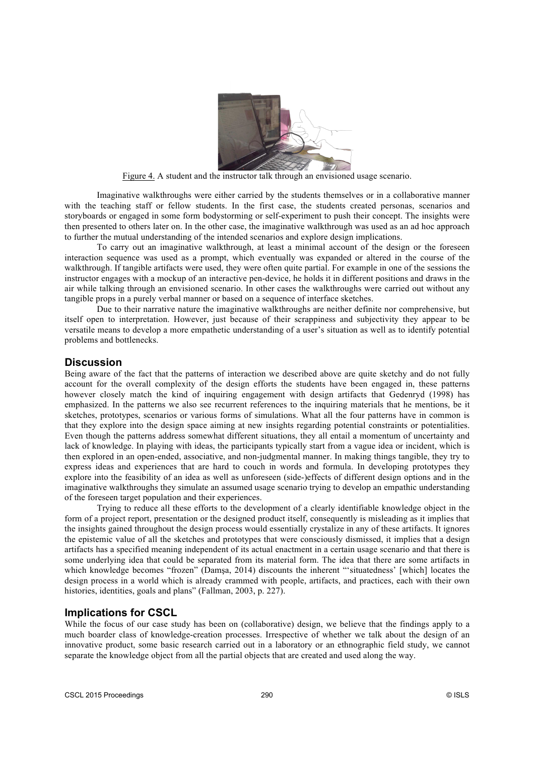Figure 4. A student and the instructor talk through an envisioned usage scenario.

Imaginative walkthroughs were either carried by the students themselves or in a collaborative manner with the teaching staff or fellow students. In the first case, the students created personas, scenarios and storyboards or engaged in some form bodystorming or self-experiment to push their concept. The insights were then presented to others later on. In the other case, the imaginative walkthrough was used as an ad hoc approach to further the mutual understanding of the intended scenarios and explore design implications.

To carry out an imaginative walkthrough, at least a minimal account of the design or the foreseen interaction sequence was used as a prompt, which eventually was expanded or altered in the course of the walkthrough. If tangible artifacts were used, they were often quite partial. For example in one of the sessions the instructor engages with a mockup of an interactive pen-device, he holds it in different positions and draws in the air while talking through an envisioned scenario. In other cases the walkthroughs were carried out without any tangible props in a purely verbal manner or based on a sequence of interface sketches.

Due to their narrative nature the imaginative walkthroughs are neither definite nor comprehensive, but itself open to interpretation. However, just because of their scrappiness and subjectivity they appear to be versatile means to develop a more empathetic understanding of a user's situation as well as to identify potential problems and bottlenecks.

## Discussion

Being aware of the fact that the patterns of interaction we described above are quite sketchy and do not fully account for the overall complexity of the design efforts the students have been engaged in, these patterns however closely match the kind of inquiring engagement with design artifacts that Gedenryd (1998) has emphasized. In the patterns we also see recurrent references to the inquiring materials that he mentions, be it sketches, prototypes, scenarios or various forms of simulations. What all the four patterns have in common is that they explore into the design space aiming at new insights regarding potential constraints or potentialities. Even though the patterns address somewhat different situations, they all entail a momentum of uncertainty and lack of knowledge. In playing with ideas, the participants typically start from a vague idea or incident, which is then explored in an open-ended, associative, and non-judgmental manner. In making things tangible, they try to express ideas and experiences that are hard to couch in words and formula. In developing prototypes they explore into the feasibility of an idea as well as unforeseen (side-)effects of different design options and in the imaginative walkthroughs they simulate an assumed usage scenario trying to develop an empathic understanding of the foreseen target population and their experiences.

Trying to reduce all these efforts to the development of a clearly identifiable knowledge object in the form of a project report, presentation or the designed product itself, consequently is misleading as it implies that the insights gained throughout the design process would essentially crystalize in any of these artifacts. It ignores the epistemic value of all the sketches and prototypes that were consciously dismissed, it implies that a design artifacts has a specified meaning independent of its actual enactment in a certain usage scenario and that there is some underlying idea that could be separated from its material form. The idea that there are some artifacts in which knowledge becomes "frozen" (Damşa, 2014) discounts the inherent "'situatedness' [which] locates the design process in a world which is already crammed with people, artifacts, and practices, each with their own histories, identities, goals and plans" (Fallman, 2003, p. 227).

## Implications for CSCL

While the focus of our case study has been on (collaborative) design, we believe that the findings apply to a much boarder class of knowledge-creation processes. Irrespective of whether we talk about the design of an innovative product, some basic research carried out in a laboratory or an ethnographic field study, we cannot separate the knowledge object from all the partial objects that are created and used along the way.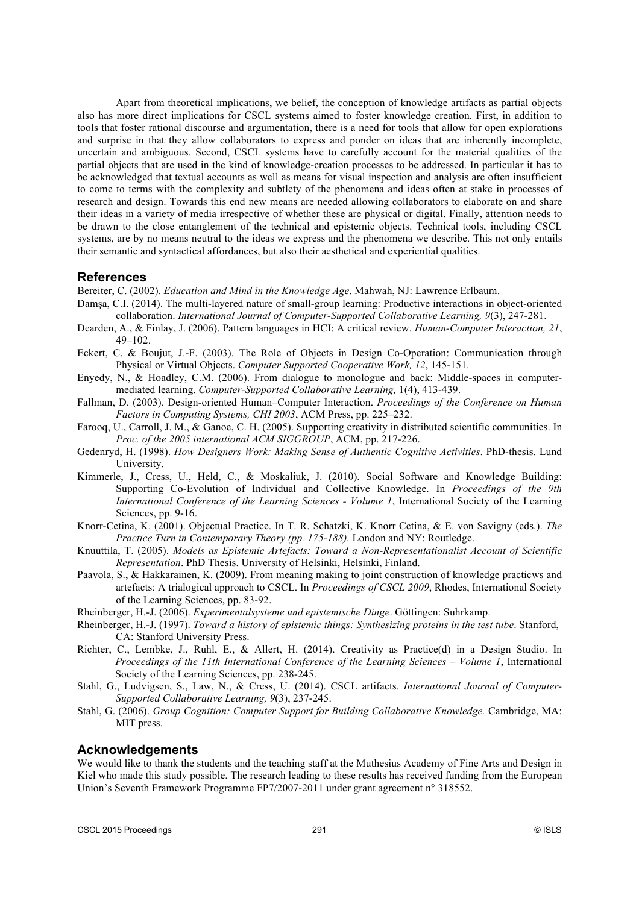Apart from theoretical implications, we belief, the conception of knowledge artifacts as partial objects also has more direct implications for CSCL systems aimed to foster knowledge creation. First, in addition to tools that foster rational discourse and argumentation, there is a need for tools that allow for open explorations and surprise in that they allow collaborators to express and ponder on ideas that are inherently incomplete, uncertain and ambiguous. Second, CSCL systems have to carefully account for the material qualities of the partial objects that are used in the kind of knowledge-creation processes to be addressed. In particular it has to be acknowledged that textual accounts as well as means for visual inspection and analysis are often insufficient to come to terms with the complexity and subtlety of the phenomena and ideas often at stake in processes of research and design. Towards this end new means are needed allowing collaborators to elaborate on and share their ideas in a variety of media irrespective of whether these are physical or digital. Finally, attention needs to be drawn to the close entanglement of the technical and epistemic objects. Technical tools, including CSCL systems, are by no means neutral to the ideas we express and the phenomena we describe. This not only entails their semantic and syntactical affordances, but also their aesthetical and experiential qualities.

## References

Bereiter, C. (2002). *Education and Mind in the Knowledge Age*. Mahwah, NJ: Lawrence Erlbaum.

Damşa, C.I. (2014). The multi-layered nature of small-group learning: Productive interactions in object-oriented collaboration. *International Journal of Computer-Supported Collaborative Learning, 9*(3), 247-281.

Dearden, A., & Finlay, J. (2006). Pattern languages in HCI: A critical review. *Human-Computer Interaction, 21*, 49–102.

Eckert, C. & Boujut, J.-F. (2003). The Role of Objects in Design Co-Operation: Communication through Physical or Virtual Objects. *Computer Supported Cooperative Work, 12*, 145-151.

Enyedy, N., & Hoadley, C.M. (2006). From dialogue to monologue and back: Middle-spaces in computer-mediated learning. *Computer-Supported Collaborative Learning,* 1(4), 413-439.

Fallman, D. (2003). Design-oriented Human–Computer Interaction. *Proceedings of the Conference on Human Factors in Computing Systems, CHI 2003*, ACM Press, pp. 225–232.

Farooq, U., Carroll, J. M., & Ganoe, C. H. (2005). Supporting creativity in distributed scientific communities. In *Proc. of the 2005 international ACM SIGGROUP*, ACM, pp. 217-226.

Gedenryd, H. (1998). *How Designers Work: Making Sense of Authentic Cognitive Activities*. PhD-thesis. Lund University.

Kimmerle, J., Cress, U., Held, C., & Moskaliuk, J. (2010). Social Software and Knowledge Building: Supporting Co-Evolution of Individual and Collective Knowledge. In *Proceedings of the 9th International Conference of the Learning Sciences - Volume 1*, International Society of the Learning Sciences, pp. 9-16.

Knorr-Cetina, K. (2001). Objectual Practice. In T. R. Schatzki, K. Knorr Cetina, & E. von Savigny (eds.). *The Practice Turn in Contemporary Theory (pp. 175-188).* London and NY: Routledge.

Knuuttila, T. (2005). *Models as Epistemic Artefacts: Toward a Non-Representationalist Account of Scientific Representation*. PhD Thesis. University of Helsinki, Helsinki, Finland.

Paavola, S., & Hakkarainen, K. (2009). From meaning making to joint construction of knowledge practicws and artefacts: A trialogical approach to CSCL. In *Proceedings of CSCL 2009*, Rhodes, International Society of the Learning Sciences, pp. 83-92.

Rheinberger, H.-J. (2006). *Experimentalsysteme und epistemische Dinge*. Göttingen: Suhrkamp.

Rheinberger, H.-J. (1997). *Toward a history of epistemic things: Synthesizing proteins in the test tube*. Stanford, CA: Stanford University Press.

Richter, C., Lembke, J., Ruhl, E., & Allert, H. (2014). Creativity as Practice(d) in a Design Studio. In *Proceedings of the 11th International Conference of the Learning Sciences – Volume 1*, International Society of the Learning Sciences, pp. 238-245.

Stahl, G., Ludvigsen, S., Law, N., & Cress, U. (2014). CSCL artifacts. *International Journal of Computer-Supported Collaborative Learning, 9*(3), 237-245.

Stahl, G. (2006). *Group Cognition: Computer Support for Building Collaborative Knowledge.* Cambridge, MA: MIT press.

## Acknowledgements

We would like to thank the students and the teaching staff at the Muthesius Academy of Fine Arts and Design in Kiel who made this study possible. The research leading to these results has received funding from the European Union's Seventh Framework Programme FP7/2007-2011 under grant agreement n° 318552.